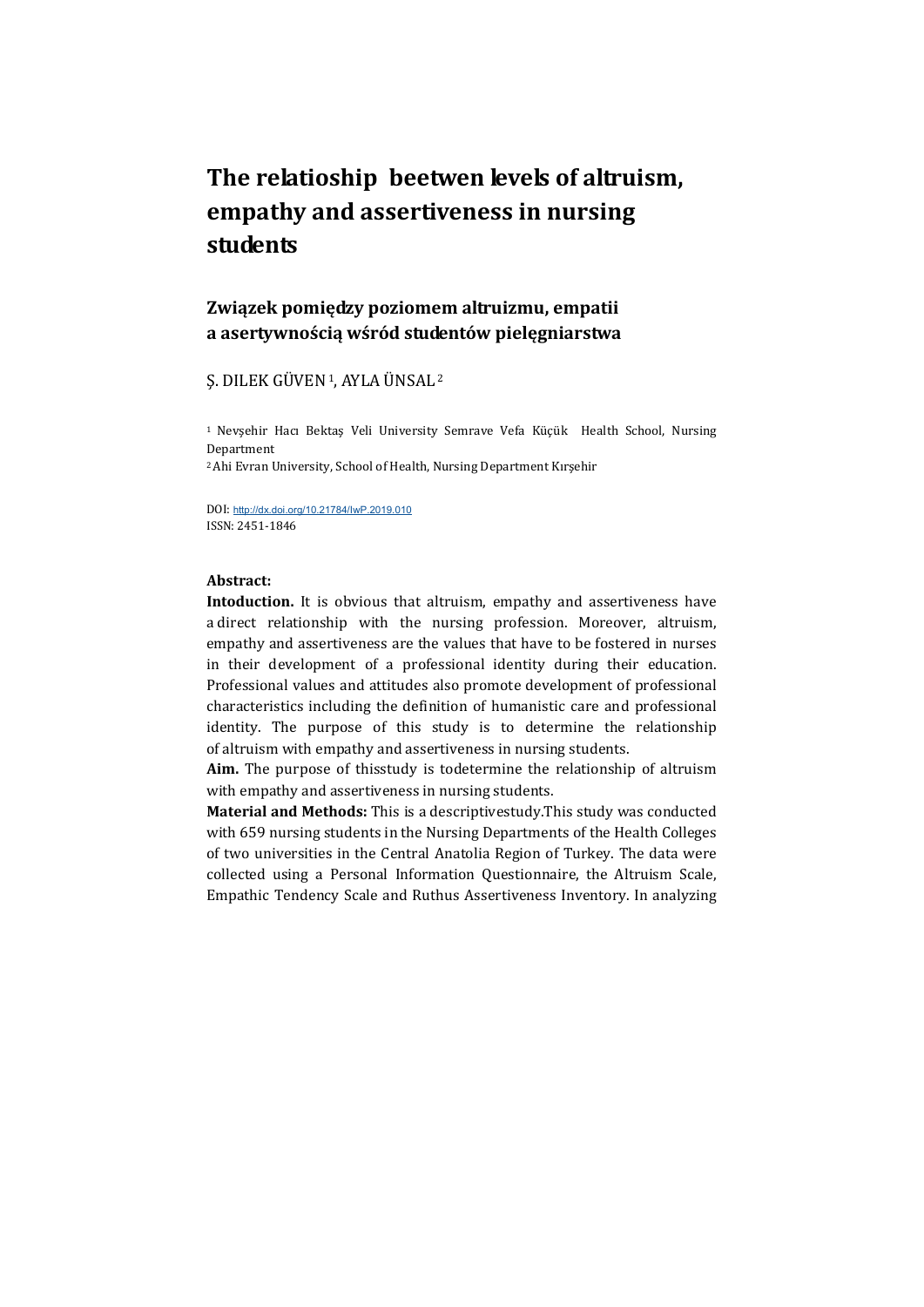# The relatioship beetwen levels of altruism, empathy and assertiveness in nursing students

## Związek pomiędzy poziomem altruizmu, empatii a asertywnością wśród studentów pielęgniarstwa

Ş. DILEK GÜVEN [1], AYLA ÜNSAL [2]

[1] Nevşehir Hacı Bektaş Veli University Semrave Vefa Küçük Health School, Nursing Department
[2] Ahi Evran University, School of Health, Nursing Department Kırşehir

DOI: http://dx.doi.org/10.21784/IwP.2019.010
ISSN: 2451-1846

**Abstract:**

**Intoduction.** It is obvious that altruism, empathy and assertiveness have a direct relationship with the nursing profession. Moreover, altruism, empathy and assertiveness are the values that have to be fostered in nurses in their development of a professional identity during their education. Professional values and attitudes also promote development of professional characteristics including the definition of humanistic care and professional identity. The purpose of this study is to determine the relationship of altruism with empathy and assertiveness in nursing students.

**Aim.** The purpose of thisstudy is todetermine the relationship of altruism with empathy and assertiveness in nursing students.

**Material and Methods:** This is a descriptivestudy.This study was conducted with 659 nursing students in the Nursing Departments of the Health Colleges of two universities in the Central Anatolia Region of Turkey. The data were collected using a Personal Information Questionnaire, the Altruism Scale, Empathic Tendency Scale and Ruthus Assertiveness Inventory. In analyzing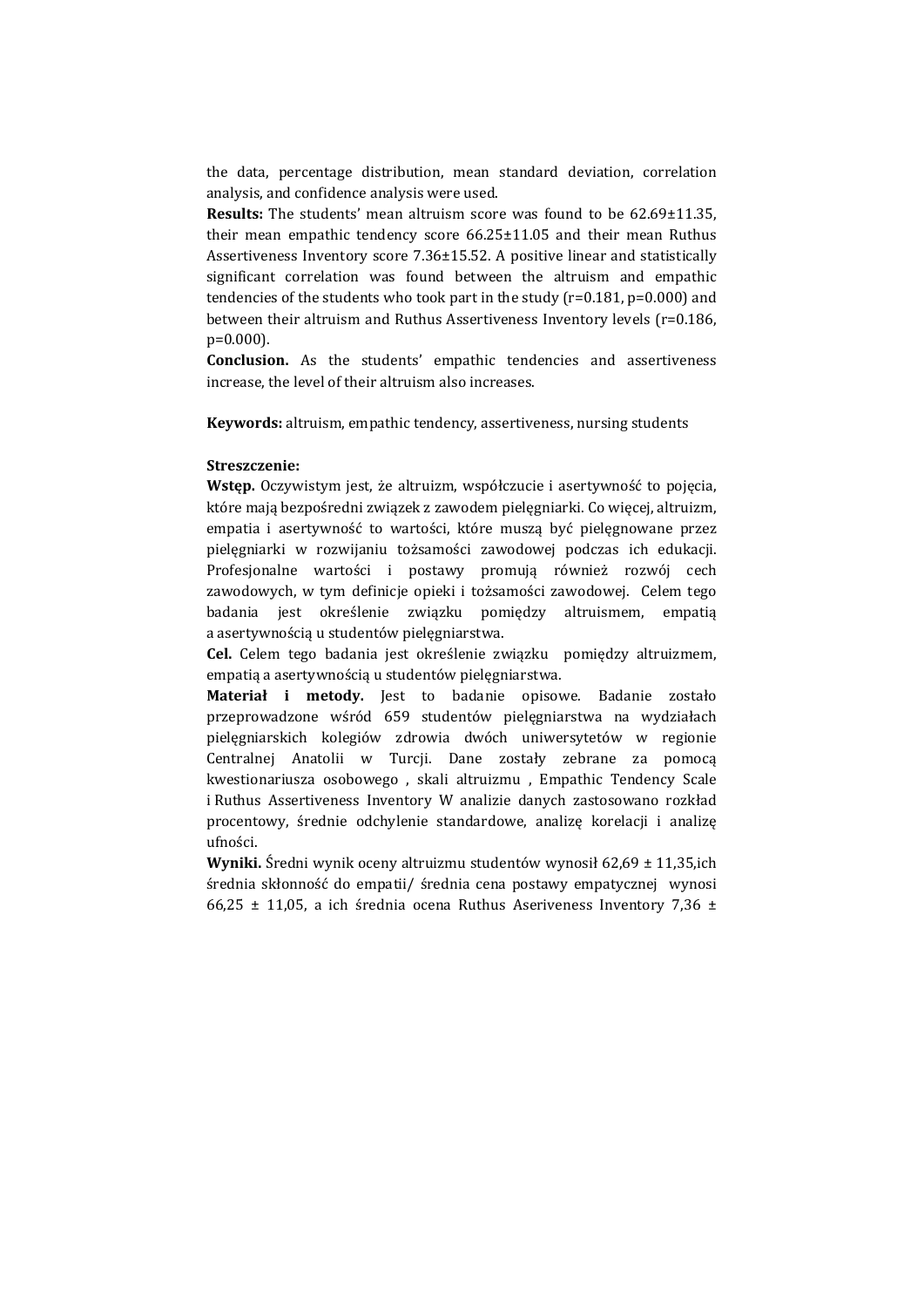the data, percentage distribution, mean standard deviation, correlation analysis, and confidence analysis were used.

**Results:** The students' mean altruism score was found to be 62.69±11.35, their mean empathic tendency score 66.25±11.05 and their mean Ruthus Assertiveness Inventory score 7.36±15.52. A positive linear and statistically significant correlation was found between the altruism and empathic tendencies of the students who took part in the study (r=0.181, p=0.000) and between their altruism and Ruthus Assertiveness Inventory levels (r=0.186, p=0.000).

**Conclusion.** As the students' empathic tendencies and assertiveness increase, the level of their altruism also increases.

**Keywords:** altruism, empathic tendency, assertiveness, nursing students

**Streszczenie:**

**Wstęp.** Oczywistym jest, że altruizm, współczucie i asertywność to pojęcia, które mają bezpośredni związek z zawodem pielęgniarki. Co więcej, altruizm, empatia i asertywność to wartości, które muszą być pielęgnowane przez pielęgniarki w rozwijaniu tożsamości zawodowej podczas ich edukacji. Profesjonalne wartości i postawy promują również rozwój cech zawodowych, w tym definicje opieki i tożsamości zawodowej. Celem tego badania jest określenie związku pomiędzy altruismem, empatią a asertywnością u studentów pielęgniarstwa.

**Cel.** Celem tego badania jest określenie związku pomiędzy altruizmem, empatią a asertywnością u studentów pielęgniarstwa.

**Materiał i metody.** Jest to badanie opisowe. Badanie zostało przeprowadzone wśród 659 studentów pielęgniarstwa na wydziałach pielęgniarskich kolegiów zdrowia dwóch uniwersytetów w regionie Centralnej Anatolii w Turcji. Dane zostały zebrane za pomocą kwestionariusza osobowego , skali altruizmu , Empathic Tendency Scale i Ruthus Assertiveness Inventory W analizie danych zastosowano rozkład procentowy, średnie odchylenie standardowe, analizę korelacji i analizę ufności.

**Wyniki.** Średni wynik oceny altruizmu studentów wynosił 62,69 ± 11,35,ich średnia skłonność do empatii/ średnia cena postawy empatycznej wynosi 66,25 ± 11,05, a ich średnia ocena Ruthus Aseriveness Inventory 7,36 ±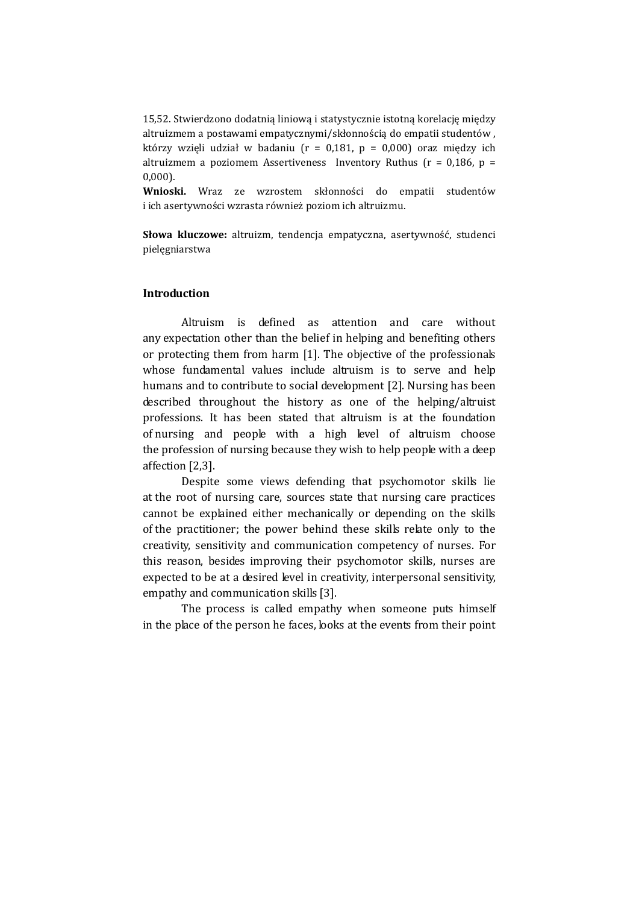15,52. Stwierdzono dodatnią liniową i statystycznie istotną korelację między altruizmem a postawami empatycznymi/skłonnością do empatii studentów , którzy wzięli udział w badaniu ($r = 0,181$, $p = 0,000$) oraz między ich altruizmem a poziomem Assertiveness Inventory Ruthus ($r = 0,186$, $p = 0,000$).

**Wnioski.** Wraz ze wzrostem skłonności do empatii studentów i ich asertywności wzrasta również poziom ich altruizmu.

**Słowa kluczowe:** altruizm, tendencja empatyczna, asertywność, studenci pielęgniarstwa

## Introduction

Altruism is defined as attention and care without any expectation other than the belief in helping and benefiting others or protecting them from harm [1]. The objective of the professionals whose fundamental values include altruism is to serve and help humans and to contribute to social development [2]. Nursing has been described throughout the history as one of the helping/altruist professions. It has been stated that altruism is at the foundation of nursing and people with a high level of altruism choose the profession of nursing because they wish to help people with a deep affection [2,3].

Despite some views defending that psychomotor skills lie at the root of nursing care, sources state that nursing care practices cannot be explained either mechanically or depending on the skills of the practitioner; the power behind these skills relate only to the creativity, sensitivity and communication competency of nurses. For this reason, besides improving their psychomotor skills, nurses are expected to be at a desired level in creativity, interpersonal sensitivity, empathy and communication skills [3].

The process is called empathy when someone puts himself in the place of the person he faces, looks at the events from their point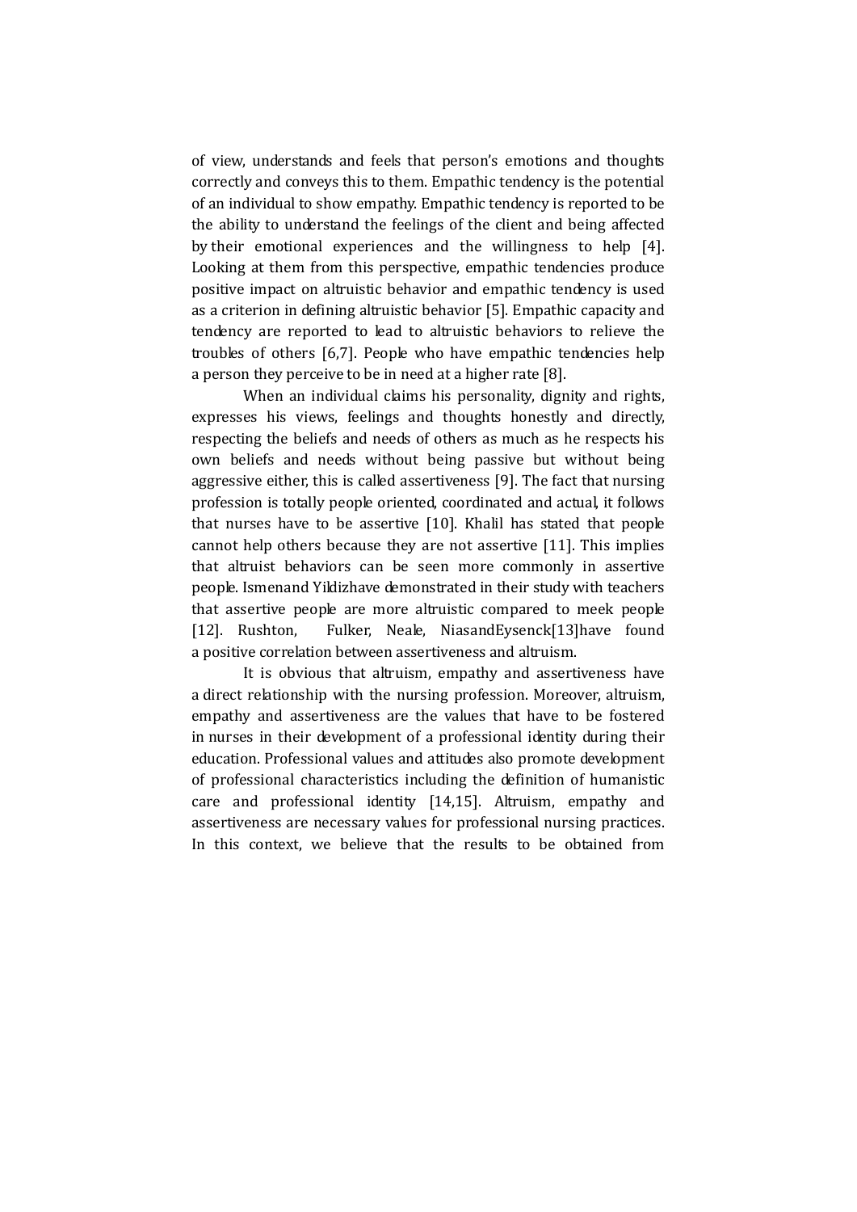of view, understands and feels that person's emotions and thoughts correctly and conveys this to them. Empathic tendency is the potential of an individual to show empathy. Empathic tendency is reported to be the ability to understand the feelings of the client and being affected by their emotional experiences and the willingness to help [4]. Looking at them from this perspective, empathic tendencies produce positive impact on altruistic behavior and empathic tendency is used as a criterion in defining altruistic behavior [5]. Empathic capacity and tendency are reported to lead to altruistic behaviors to relieve the troubles of others [6,7]. People who have empathic tendencies help a person they perceive to be in need at a higher rate [8].

When an individual claims his personality, dignity and rights, expresses his views, feelings and thoughts honestly and directly, respecting the beliefs and needs of others as much as he respects his own beliefs and needs without being passive but without being aggressive either, this is called assertiveness [9]. The fact that nursing profession is totally people oriented, coordinated and actual, it follows that nurses have to be assertive [10]. Khalil has stated that people cannot help others because they are not assertive [11]. This implies that altruist behaviors can be seen more commonly in assertive people. Ismenand Yildizhave demonstrated in their study with teachers that assertive people are more altruistic compared to meek people [12]. Rushton, Fulker, Neale, NiasandEysenck[13]have found a positive correlation between assertiveness and altruism.

It is obvious that altruism, empathy and assertiveness have a direct relationship with the nursing profession. Moreover, altruism, empathy and assertiveness are the values that have to be fostered in nurses in their development of a professional identity during their education. Professional values and attitudes also promote development of professional characteristics including the definition of humanistic care and professional identity [14,15]. Altruism, empathy and assertiveness are necessary values for professional nursing practices. In this context, we believe that the results to be obtained from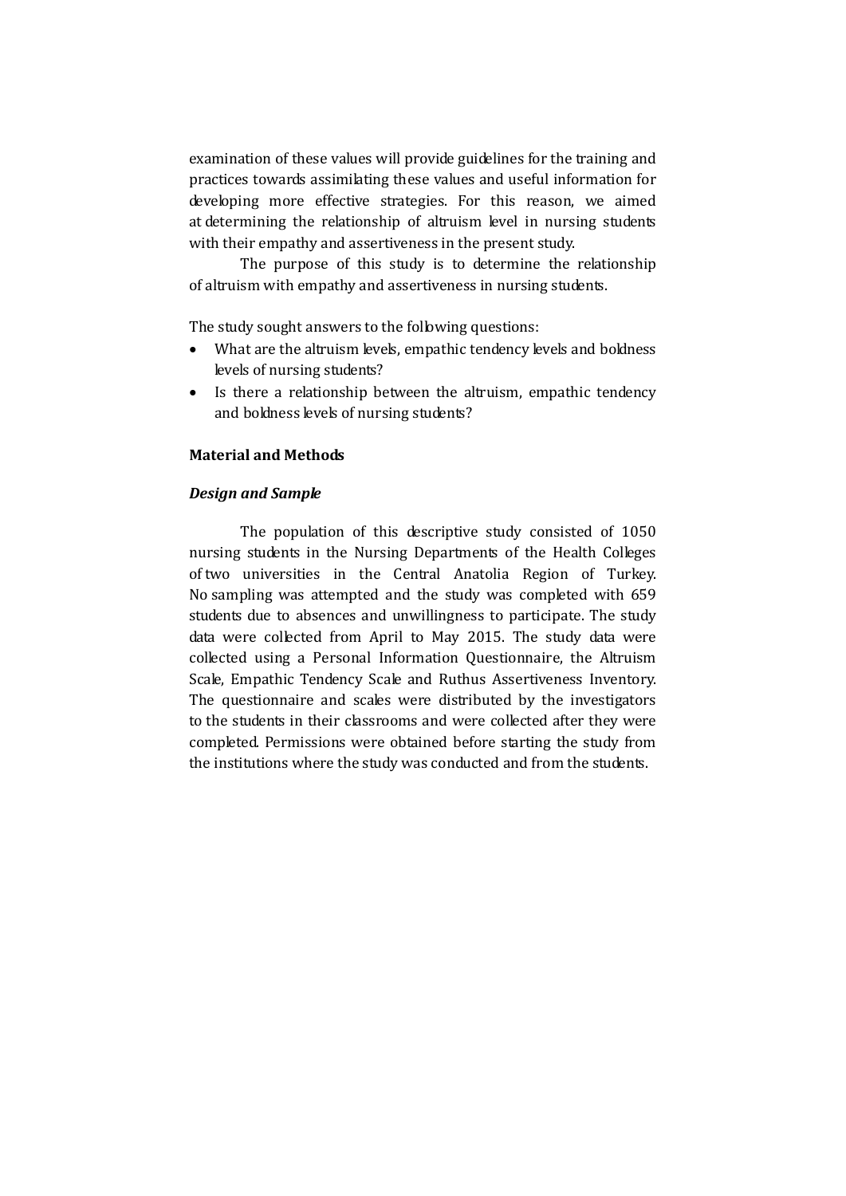examination of these values will provide guidelines for the training and practices towards assimilating these values and useful information for developing more effective strategies. For this reason, we aimed at determining the relationship of altruism level in nursing students with their empathy and assertiveness in the present study.

The purpose of this study is to determine the relationship of altruism with empathy and assertiveness in nursing students.

The study sought answers to the following questions:

- What are the altruism levels, empathic tendency levels and boldness levels of nursing students?
- Is there a relationship between the altruism, empathic tendency and boldness levels of nursing students?

## Material and Methods

### *Design and Sample*

The population of this descriptive study consisted of 1050 nursing students in the Nursing Departments of the Health Colleges of two universities in the Central Anatolia Region of Turkey. No sampling was attempted and the study was completed with 659 students due to absences and unwillingness to participate. The study data were collected from April to May 2015. The study data were collected using a Personal Information Questionnaire, the Altruism Scale, Empathic Tendency Scale and Ruthus Assertiveness Inventory. The questionnaire and scales were distributed by the investigators to the students in their classrooms and were collected after they were completed. Permissions were obtained before starting the study from the institutions where the study was conducted and from the students.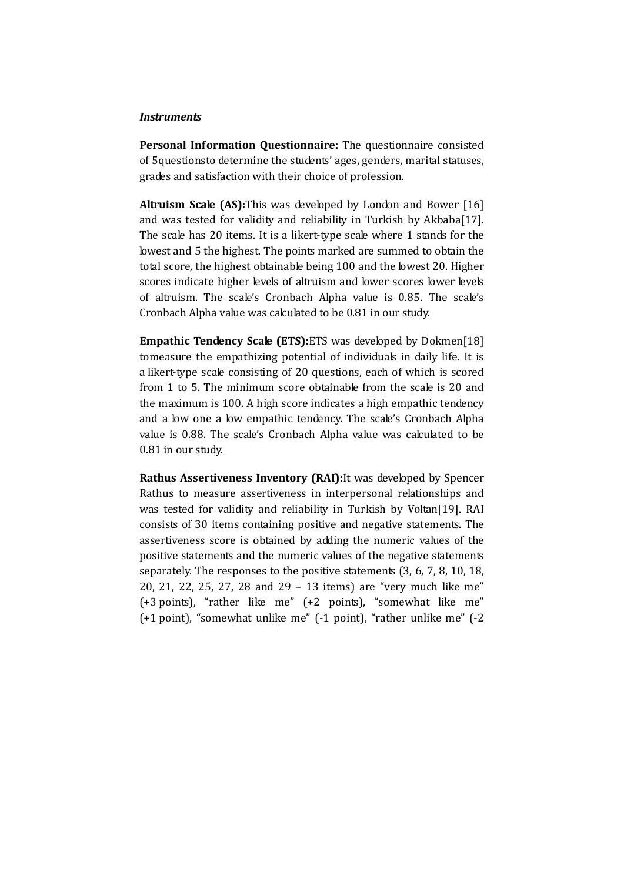***Instruments***

**Personal Information Questionnaire:** The questionnaire consisted of 5questionsto determine the students' ages, genders, marital statuses, grades and satisfaction with their choice of profession.

**Altruism Scale (AS):**This was developed by London and Bower [16] and was tested for validity and reliability in Turkish by Akbaba[17]. The scale has 20 items. It is a likert-type scale where 1 stands for the lowest and 5 the highest. The points marked are summed to obtain the total score, the highest obtainable being 100 and the lowest 20. Higher scores indicate higher levels of altruism and lower scores lower levels of altruism. The scale's Cronbach Alpha value is 0.85. The scale's Cronbach Alpha value was calculated to be 0.81 in our study.

**Empathic Tendency Scale (ETS):**ETS was developed by Dokmen[18] tomeasure the empathizing potential of individuals in daily life. It is a likert-type scale consisting of 20 questions, each of which is scored from 1 to 5. The minimum score obtainable from the scale is 20 and the maximum is 100. A high score indicates a high empathic tendency and a low one a low empathic tendency. The scale's Cronbach Alpha value is 0.88. The scale's Cronbach Alpha value was calculated to be 0.81 in our study.

**Rathus Assertiveness Inventory (RAI):**It was developed by Spencer Rathus to measure assertiveness in interpersonal relationships and was tested for validity and reliability in Turkish by Voltan[19]. RAI consists of 30 items containing positive and negative statements. The assertiveness score is obtained by adding the numeric values of the positive statements and the numeric values of the negative statements separately. The responses to the positive statements (3, 6, 7, 8, 10, 18, 20, 21, 22, 25, 27, 28 and 29 – 13 items) are "very much like me" (+3 points), "rather like me" (+2 points), "somewhat like me" (+1 point), "somewhat unlike me" (-1 point), "rather unlike me" (-2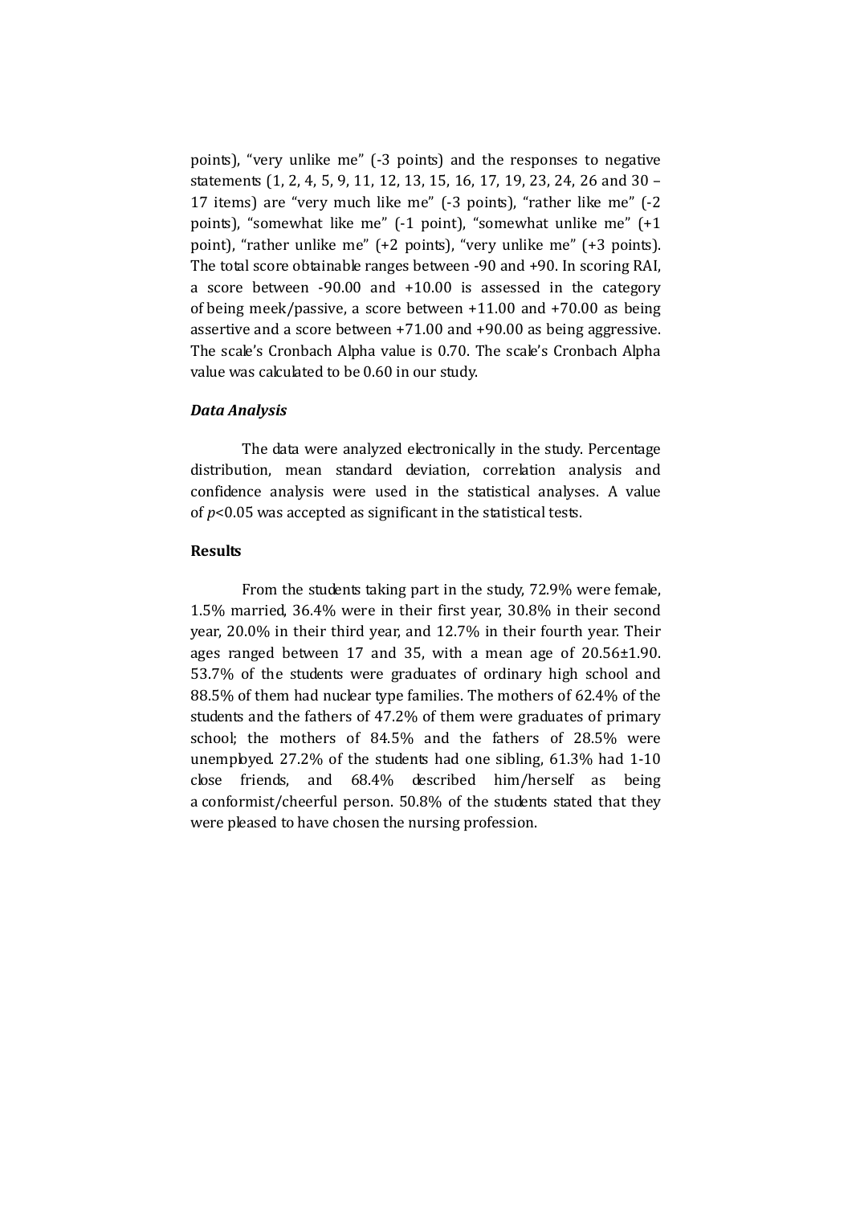points), "very unlike me" (-3 points) and the responses to negative statements (1, 2, 4, 5, 9, 11, 12, 13, 15, 16, 17, 19, 23, 24, 26 and 30 – 17 items) are "very much like me" (-3 points), "rather like me" (-2 points), "somewhat like me" (-1 point), "somewhat unlike me" (+1 point), "rather unlike me" (+2 points), "very unlike me" (+3 points). The total score obtainable ranges between -90 and +90. In scoring RAI, a score between -90.00 and +10.00 is assessed in the category of being meek/passive, a score between +11.00 and +70.00 as being assertive and a score between +71.00 and +90.00 as being aggressive. The scale's Cronbach Alpha value is 0.70. The scale's Cronbach Alpha value was calculated to be 0.60 in our study.

### *Data Analysis*

The data were analyzed electronically in the study. Percentage distribution, mean standard deviation, correlation analysis and confidence analysis were used in the statistical analyses. A value of $p<0.05$ was accepted as significant in the statistical tests.

### **Results**

From the students taking part in the study, 72.9% were female, 1.5% married, 36.4% were in their first year, 30.8% in their second year, 20.0% in their third year, and 12.7% in their fourth year. Their ages ranged between 17 and 35, with a mean age of 20.56±1.90. 53.7% of the students were graduates of ordinary high school and 88.5% of them had nuclear type families. The mothers of 62.4% of the students and the fathers of 47.2% of them were graduates of primary school; the mothers of 84.5% and the fathers of 28.5% were unemployed. 27.2% of the students had one sibling, 61.3% had 1-10 close friends, and 68.4% described him/herself as being a conformist/cheerful person. 50.8% of the students stated that they were pleased to have chosen the nursing profession.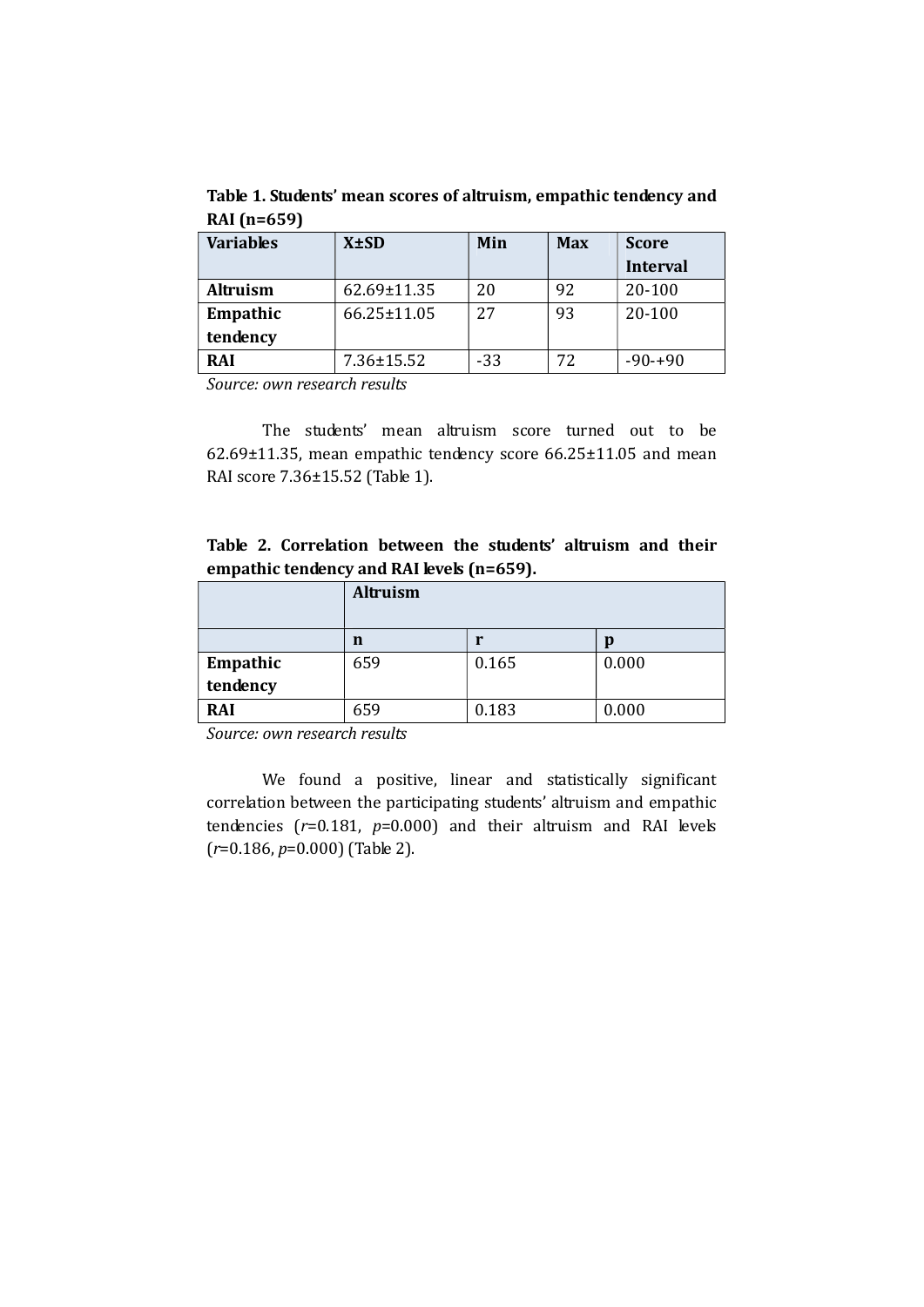**Table 1. Students' mean scores of altruism, empathic tendency and RAI (n=659)**

| Variables | X±SD | Min | Max | Score Interval |
|---|---|---|---|---|
| **Altruism** | 62.69±11.35 | 20 | 92 | 20-100 |
| **Empathic tendency** | 66.25±11.05 | 27 | 93 | 20-100 |
| **RAI** | 7.36±15.52 | -33 | 72 | -90-+90 |

*Source: own research results*

The students' mean altruism score turned out to be 62.69±11.35, mean empathic tendency score 66.25±11.05 and mean RAI score 7.36±15.52 (Table 1).

**Table 2. Correlation between the students' altruism and their empathic tendency and RAI levels (n=659).**

| | **Altruism** | | |
|---|---|---|---|
| | **n** | **r** | **p** |
| **Empathic tendency** | 659 | 0.165 | 0.000 |
| **RAI** | 659 | 0.183 | 0.000 |

*Source: own research results*

We found a positive, linear and statistically significant correlation between the participating students' altruism and empathic tendencies ($r$=0.181, $p$=0.000) and their altruism and RAI levels ($r$=0.186, $p$=0.000) (Table 2).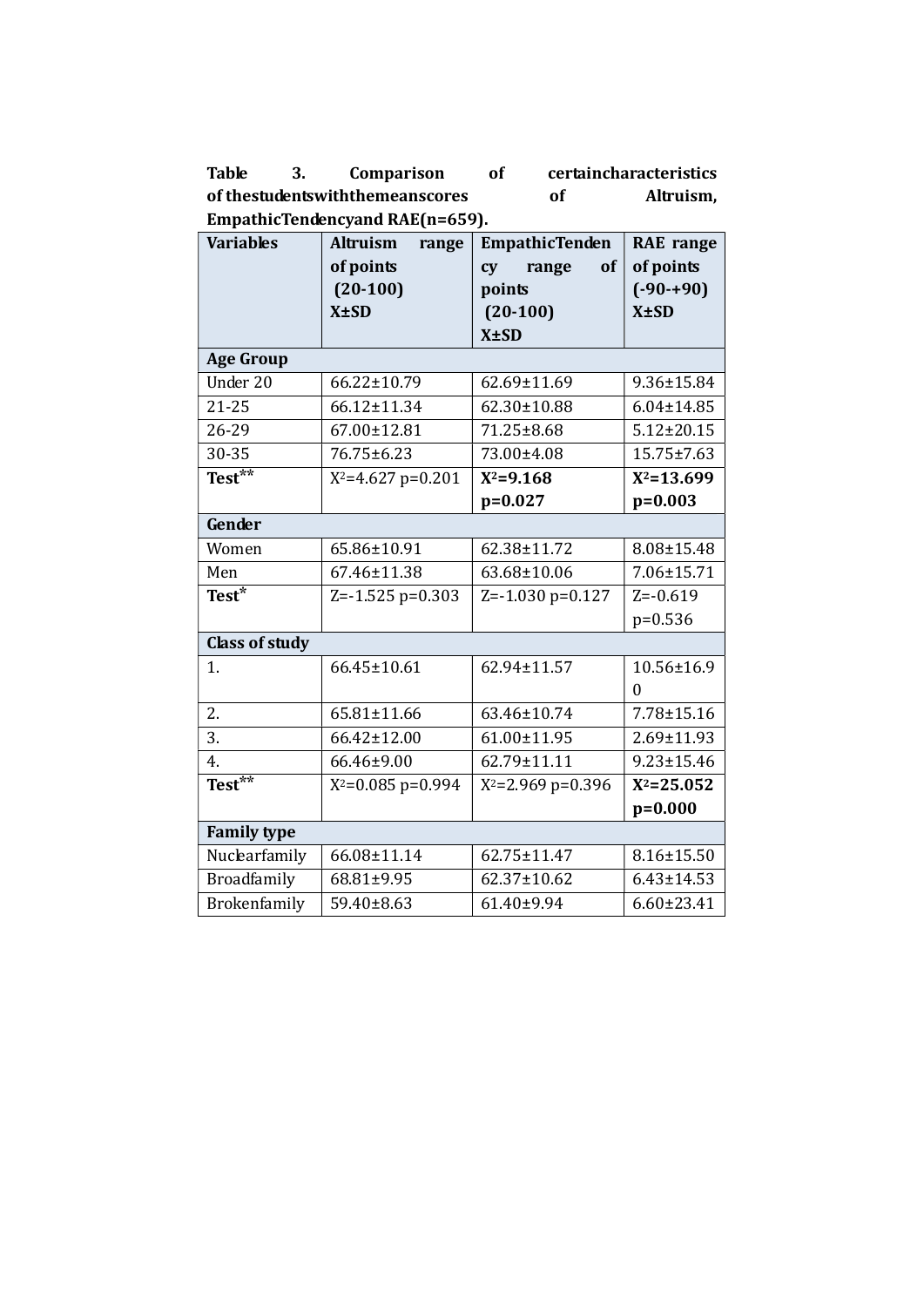**Table 3. Comparison of certaincharacteristics of thestudentswiththemeanscores of Altruism, EmpathicTendencyand RAE(n=659).**

| Variables | Altruism range of points (20-100) X±SD | EmpathicTendency range of points (20-100) X±SD | RAE range of points (-90-+90) X±SD |
|---|---|---|---|
| **Age Group** | | | |
| Under 20 | 66.22±10.79 | 62.69±11.69 | 9.36±15.84 |
| 21-25 | 66.12±11.34 | 62.30±10.88 | 6.04±14.85 |
| 26-29 | 67.00±12.81 | 71.25±8.68 | 5.12±20.15 |
| 30-35 | 76.75±6.23 | 73.00±4.08 | 15.75±7.63 |
| **Test**** | $X^2$=4.627 p=0.201 | **$X^2$=9.168 p=0.027** | **$X^2$=13.699 p=0.003** |
| **Gender** | | | |
| Women | 65.86±10.91 | 62.38±11.72 | 8.08±15.48 |
| Men | 67.46±11.38 | 63.68±10.06 | 7.06±15.71 |
| **Test*** | Z=-1.525 p=0.303 | Z=-1.030 p=0.127 | Z=-0.619 p=0.536 |
| **Class of study** | | | |
| 1. | 66.45±10.61 | 62.94±11.57 | 10.56±16.90 |
| 2. | 65.81±11.66 | 63.46±10.74 | 7.78±15.16 |
| 3. | 66.42±12.00 | 61.00±11.95 | 2.69±11.93 |
| 4. | 66.46±9.00 | 62.79±11.11 | 9.23±15.46 |
| **Test**** | $X^2$=0.085 p=0.994 | $X^2$=2.969 p=0.396 | **$X^2$=25.052 p=0.000** |
| **Family type** | | | |
| Nuclearfamily | 66.08±11.14 | 62.75±11.47 | 8.16±15.50 |
| Broadfamily | 68.81±9.95 | 62.37±10.62 | 6.43±14.53 |
| Brokenfamily | 59.40±8.63 | 61.40±9.94 | 6.60±23.41 |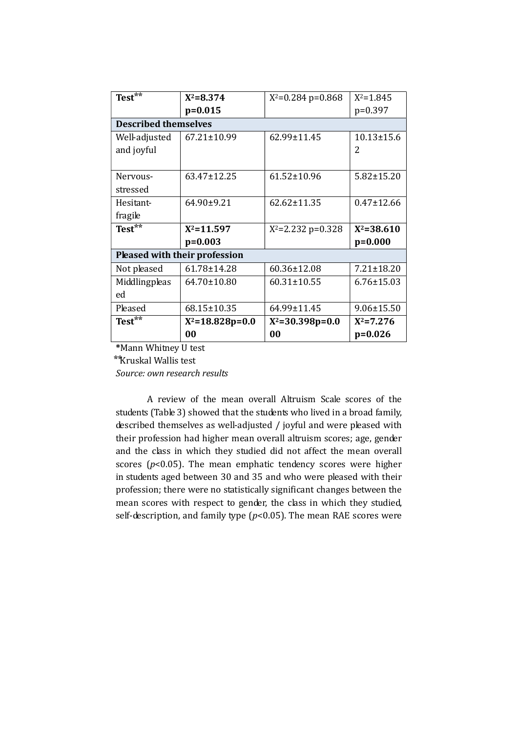| Test** | **$X^2$=8.374 p=0.015** | $X^2$=0.284 p=0.868 | $X^2$=1.845 p=0.397 |
|---|---|---|---|
| **Described themselves** | | | |
| Well-adjusted and joyful | 67.21±10.99 | 62.99±11.45 | 10.13±15.62 |
| Nervous-stressed | 63.47±12.25 | 61.52±10.96 | 5.82±15.20 |
| Hesitant-fragile | 64.90±9.21 | 62.62±11.35 | 0.47±12.66 |
| **Test**** | **$X^2$=11.597 p=0.003** | $X^2$=2.232 p=0.328 | **$X^2$=38.610 p=0.000** |
| **Pleased with their profession** | | | |
| Not pleased | 61.78±14.28 | 60.36±12.08 | 7.21±18.20 |
| Middlingpleased | 64.70±10.80 | 60.31±10.55 | 6.76±15.03 |
| Pleased | 68.15±10.35 | 64.99±11.45 | 9.06±15.50 |
| **Test**** | **$X^2$=18.828p=0.000** | **$X^2$=30.398p=0.000** | **$X^2$=7.276 p=0.026** |

*Mann Whitney U test

**Kruskal Wallis test

*Source: own research results*

A review of the mean overall Altruism Scale scores of the students (Table 3) showed that the students who lived in a broad family, described themselves as well-adjusted / joyful and were pleased with their profession had higher mean overall altruism scores; age, gender and the class in which they studied did not affect the mean overall scores ($p<0.05$). The mean emphatic tendency scores were higher in students aged between 30 and 35 and who were pleased with their profession; there were no statistically significant changes between the mean scores with respect to gender, the class in which they studied, self-description, and family type ($p<0.05$). The mean RAE scores were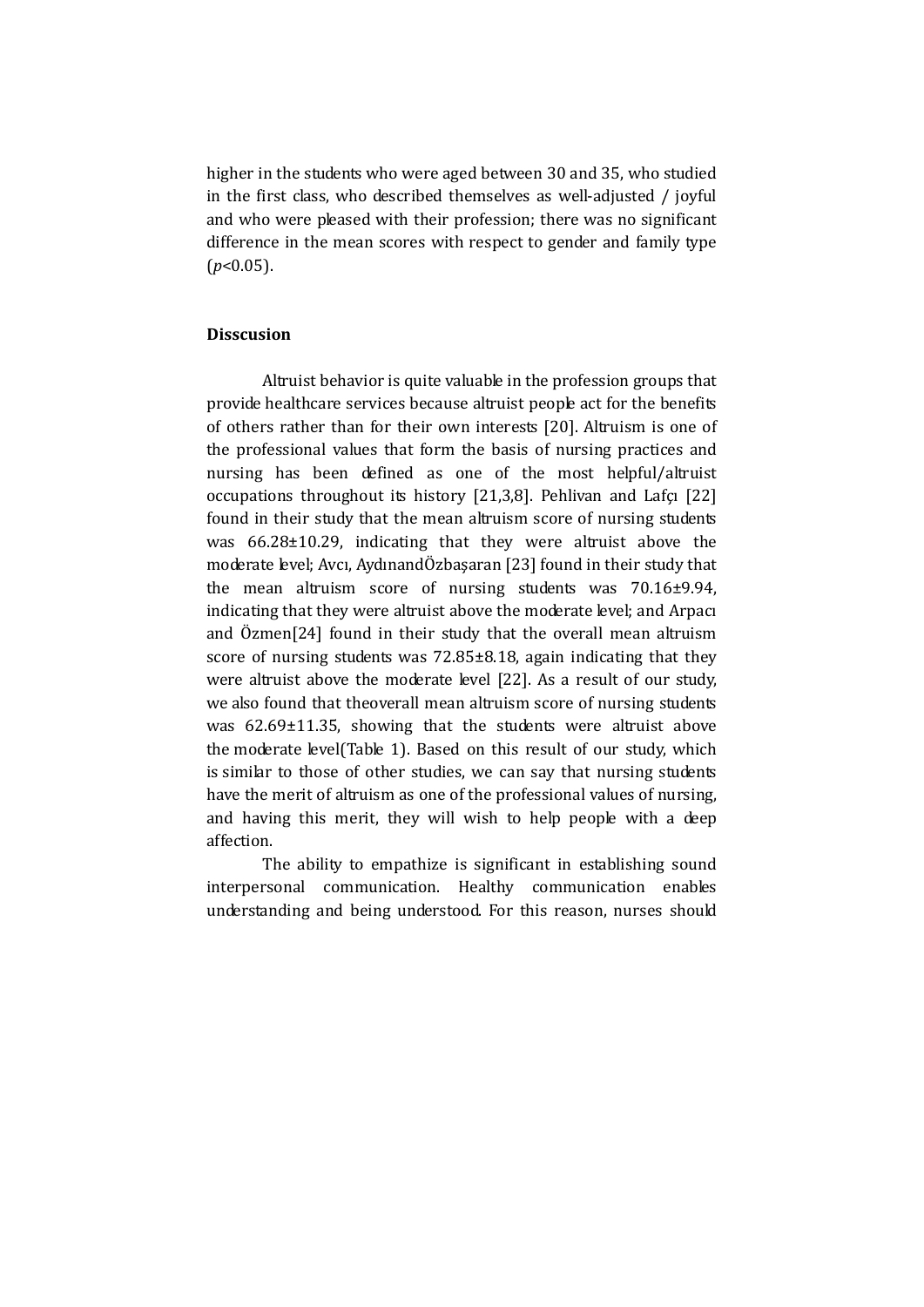higher in the students who were aged between 30 and 35, who studied in the first class, who described themselves as well-adjusted / joyful and who were pleased with their profession; there was no significant difference in the mean scores with respect to gender and family type ($p$<0.05).

**Disscusion**

Altruist behavior is quite valuable in the profession groups that provide healthcare services because altruist people act for the benefits of others rather than for their own interests [20]. Altruism is one of the professional values that form the basis of nursing practices and nursing has been defined as one of the most helpful/altruist occupations throughout its history [21,3,8]. Pehlivan and Lafçı [22] found in their study that the mean altruism score of nursing students was 66.28±10.29, indicating that they were altruist above the moderate level; Avcı, AydınandÖzbaşaran [23] found in their study that the mean altruism score of nursing students was 70.16±9.94, indicating that they were altruist above the moderate level; and Arpacı and Özmen[24] found in their study that the overall mean altruism score of nursing students was 72.85±8.18, again indicating that they were altruist above the moderate level [22]. As a result of our study, we also found that theoverall mean altruism score of nursing students was 62.69±11.35, showing that the students were altruist above the moderate level(Table 1). Based on this result of our study, which is similar to those of other studies, we can say that nursing students have the merit of altruism as one of the professional values of nursing, and having this merit, they will wish to help people with a deep affection.

The ability to empathize is significant in establishing sound interpersonal communication. Healthy communication enables understanding and being understood. For this reason, nurses should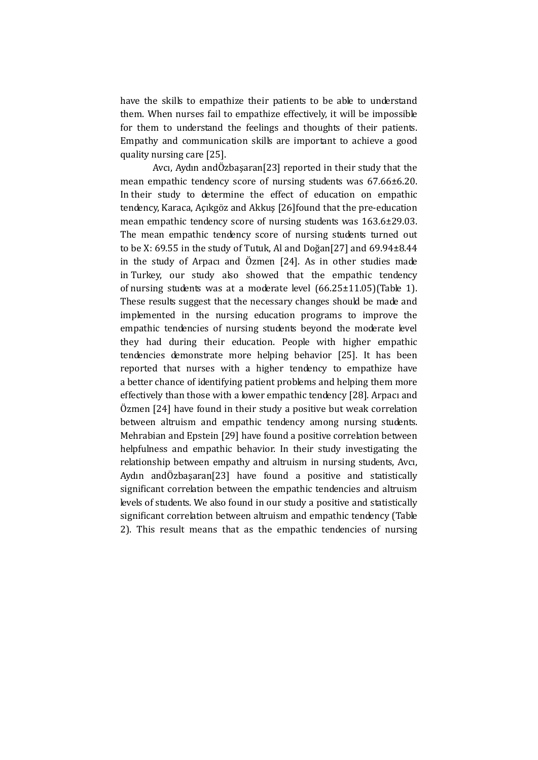have the skills to empathize their patients to be able to understand them. When nurses fail to empathize effectively, it will be impossible for them to understand the feelings and thoughts of their patients. Empathy and communication skills are important to achieve a good quality nursing care [25].

Avcı, Aydın andÖzbaşaran[23] reported in their study that the mean empathic tendency score of nursing students was 67.66±6.20. In their study to determine the effect of education on empathic tendency, Karaca, Açıkgöz and Akkuş [26]found that the pre-education mean empathic tendency score of nursing students was 163.6±29.03. The mean empathic tendency score of nursing students turned out to be X: 69.55 in the study of Tutuk, Al and Doğan[27] and 69.94±8.44 in the study of Arpacı and Özmen [24]. As in other studies made in Turkey, our study also showed that the empathic tendency of nursing students was at a moderate level (66.25±11.05)(Table 1). These results suggest that the necessary changes should be made and implemented in the nursing education programs to improve the empathic tendencies of nursing students beyond the moderate level they had during their education. People with higher empathic tendencies demonstrate more helping behavior [25]. It has been reported that nurses with a higher tendency to empathize have a better chance of identifying patient problems and helping them more effectively than those with a lower empathic tendency [28]. Arpacı and Özmen [24] have found in their study a positive but weak correlation between altruism and empathic tendency among nursing students. Mehrabian and Epstein [29] have found a positive correlation between helpfulness and empathic behavior. In their study investigating the relationship between empathy and altruism in nursing students, Avcı, Aydın andÖzbaşaran[23] have found a positive and statistically significant correlation between the empathic tendencies and altruism levels of students. We also found in our study a positive and statistically significant correlation between altruism and empathic tendency (Table 2). This result means that as the empathic tendencies of nursing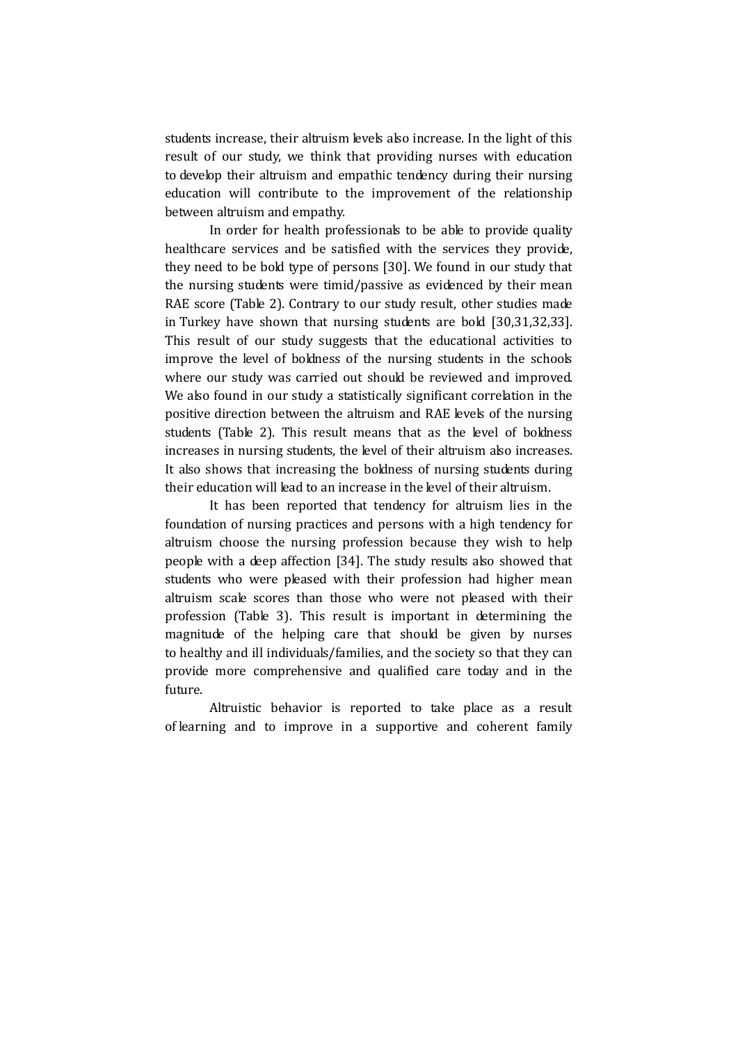students increase, their altruism levels also increase. In the light of this result of our study, we think that providing nurses with education to develop their altruism and empathic tendency during their nursing education will contribute to the improvement of the relationship between altruism and empathy.

In order for health professionals to be able to provide quality healthcare services and be satisfied with the services they provide, they need to be bold type of persons [30]. We found in our study that the nursing students were timid/passive as evidenced by their mean RAE score (Table 2). Contrary to our study result, other studies made in Turkey have shown that nursing students are bold [30,31,32,33]. This result of our study suggests that the educational activities to improve the level of boldness of the nursing students in the schools where our study was carried out should be reviewed and improved. We also found in our study a statistically significant correlation in the positive direction between the altruism and RAE levels of the nursing students (Table 2). This result means that as the level of boldness increases in nursing students, the level of their altruism also increases. It also shows that increasing the boldness of nursing students during their education will lead to an increase in the level of their altruism.

It has been reported that tendency for altruism lies in the foundation of nursing practices and persons with a high tendency for altruism choose the nursing profession because they wish to help people with a deep affection [34]. The study results also showed that students who were pleased with their profession had higher mean altruism scale scores than those who were not pleased with their profession (Table 3). This result is important in determining the magnitude of the helping care that should be given by nurses to healthy and ill individuals/families, and the society so that they can provide more comprehensive and qualified care today and in the future.

Altruistic behavior is reported to take place as a result of learning and to improve in a supportive and coherent family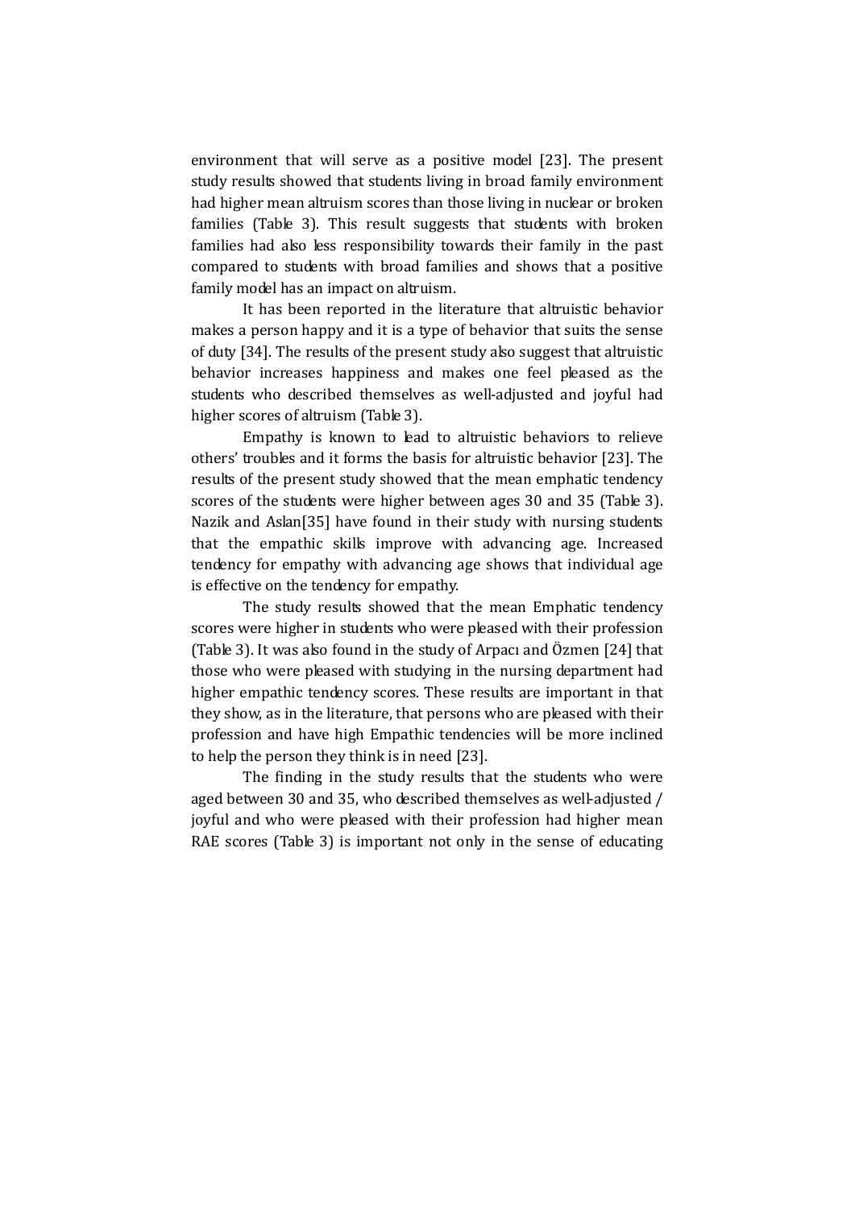environment that will serve as a positive model [23]. The present study results showed that students living in broad family environment had higher mean altruism scores than those living in nuclear or broken families (Table 3). This result suggests that students with broken families had also less responsibility towards their family in the past compared to students with broad families and shows that a positive family model has an impact on altruism.

It has been reported in the literature that altruistic behavior makes a person happy and it is a type of behavior that suits the sense of duty [34]. The results of the present study also suggest that altruistic behavior increases happiness and makes one feel pleased as the students who described themselves as well-adjusted and joyful had higher scores of altruism (Table 3).

Empathy is known to lead to altruistic behaviors to relieve others' troubles and it forms the basis for altruistic behavior [23]. The results of the present study showed that the mean emphatic tendency scores of the students were higher between ages 30 and 35 (Table 3). Nazik and Aslan[35] have found in their study with nursing students that the empathic skills improve with advancing age. Increased tendency for empathy with advancing age shows that individual age is effective on the tendency for empathy.

The study results showed that the mean Emphatic tendency scores were higher in students who were pleased with their profession (Table 3). It was also found in the study of Arpacı and Özmen [24] that those who were pleased with studying in the nursing department had higher empathic tendency scores. These results are important in that they show, as in the literature, that persons who are pleased with their profession and have high Empathic tendencies will be more inclined to help the person they think is in need [23].

The finding in the study results that the students who were aged between 30 and 35, who described themselves as well-adjusted / joyful and who were pleased with their profession had higher mean RAE scores (Table 3) is important not only in the sense of educating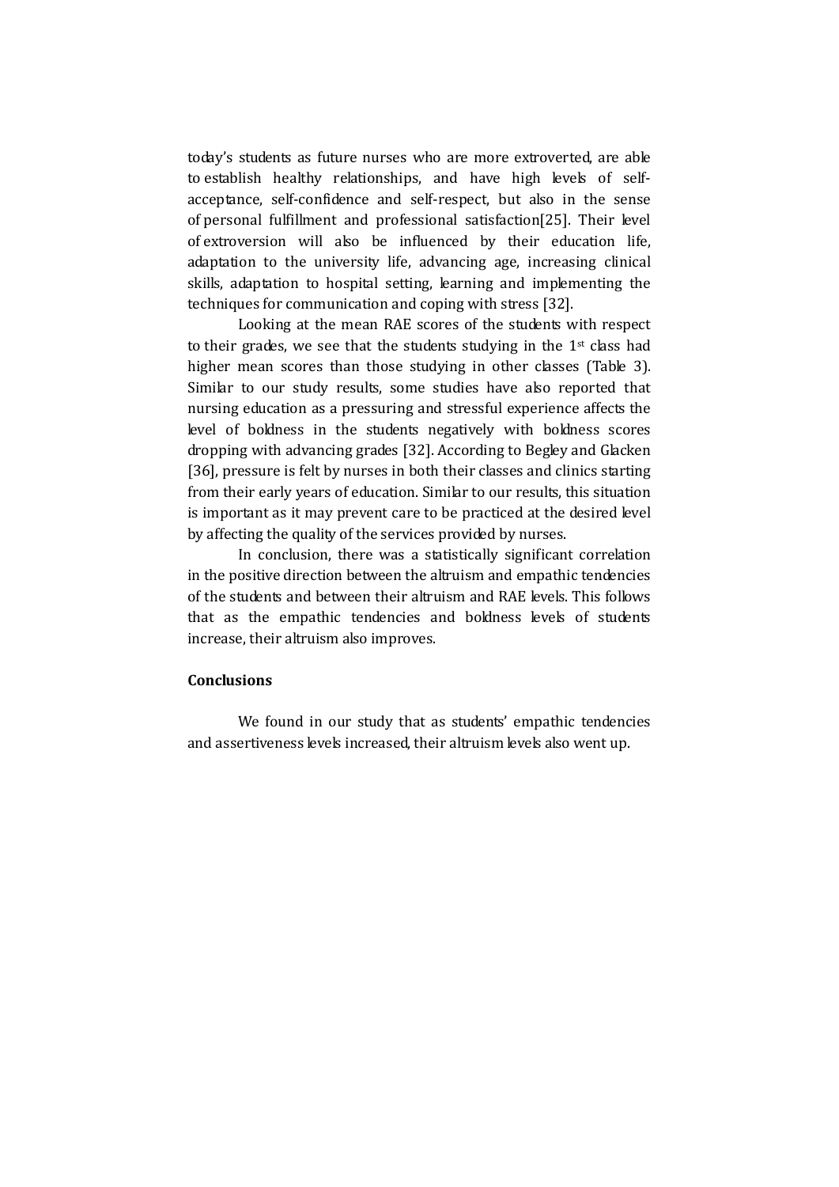today's students as future nurses who are more extroverted, are able to establish healthy relationships, and have high levels of self-acceptance, self-confidence and self-respect, but also in the sense of personal fulfillment and professional satisfaction[25]. Their level of extroversion will also be influenced by their education life, adaptation to the university life, advancing age, increasing clinical skills, adaptation to hospital setting, learning and implementing the techniques for communication and coping with stress [32].

Looking at the mean RAE scores of the students with respect to their grades, we see that the students studying in the 1st class had higher mean scores than those studying in other classes (Table 3). Similar to our study results, some studies have also reported that nursing education as a pressuring and stressful experience affects the level of boldness in the students negatively with boldness scores dropping with advancing grades [32]. According to Begley and Glacken [36], pressure is felt by nurses in both their classes and clinics starting from their early years of education. Similar to our results, this situation is important as it may prevent care to be practiced at the desired level by affecting the quality of the services provided by nurses.

In conclusion, there was a statistically significant correlation in the positive direction between the altruism and empathic tendencies of the students and between their altruism and RAE levels. This follows that as the empathic tendencies and boldness levels of students increase, their altruism also improves.

## Conclusions

We found in our study that as students' empathic tendencies and assertiveness levels increased, their altruism levels also went up.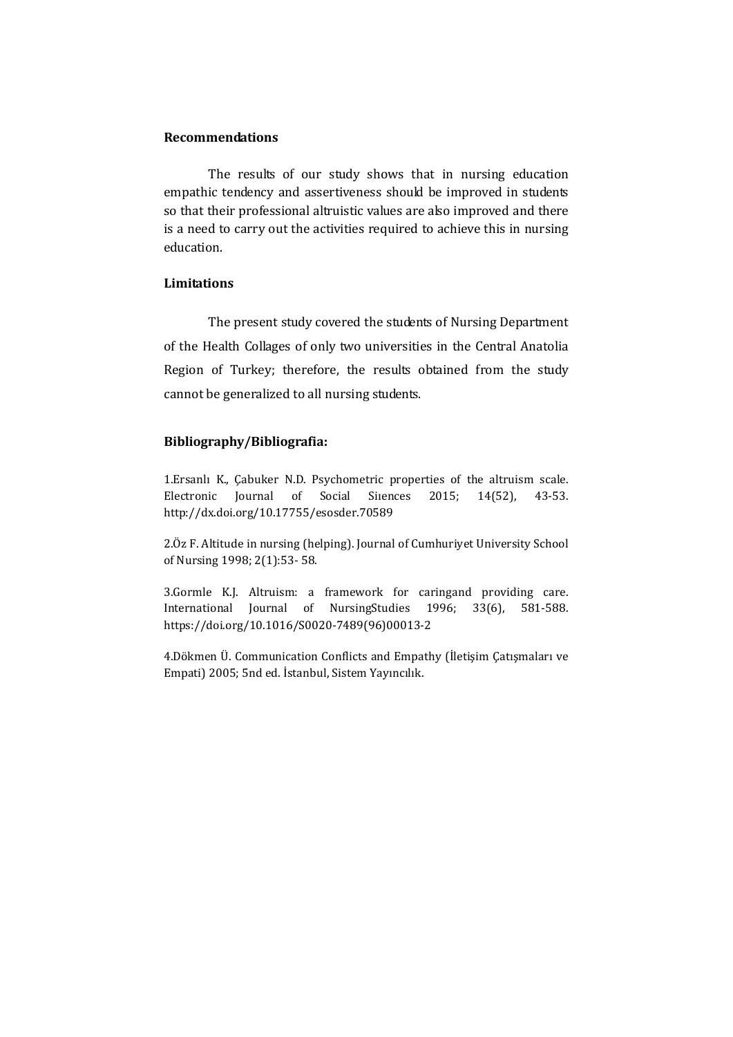### Recommendations

The results of our study shows that in nursing education empathic tendency and assertiveness should be improved in students so that their professional altruistic values are also improved and there is a need to carry out the activities required to achieve this in nursing education.

### Limitations

The present study covered the students of Nursing Department of the Health Collages of only two universities in the Central Anatolia Region of Turkey; therefore, the results obtained from the study cannot be generalized to all nursing students.

### Bibliography/Bibliografia:

1.Ersanlı K., Çabuker N.D. Psychometric properties of the altruism scale. Electronic Journal of Social Siıences 2015; 14(52), 43-53. http://dx.doi.org/10.17755/esosder.70589

2.Öz F. Altitude in nursing (helping). Journal of Cumhuriyet University School of Nursing 1998; 2(1):53- 58.

3.Gormle K.J. Altruism: a framework for caringand providing care. International Journal of NursingStudies 1996; 33(6), 581-588. https://doi.org/10.1016/S0020-7489(96)00013-2

4.Dökmen Ü. Communication Conflicts and Empathy (İletişim Çatışmaları ve Empati) 2005; 5nd ed. İstanbul, Sistem Yayıncılık.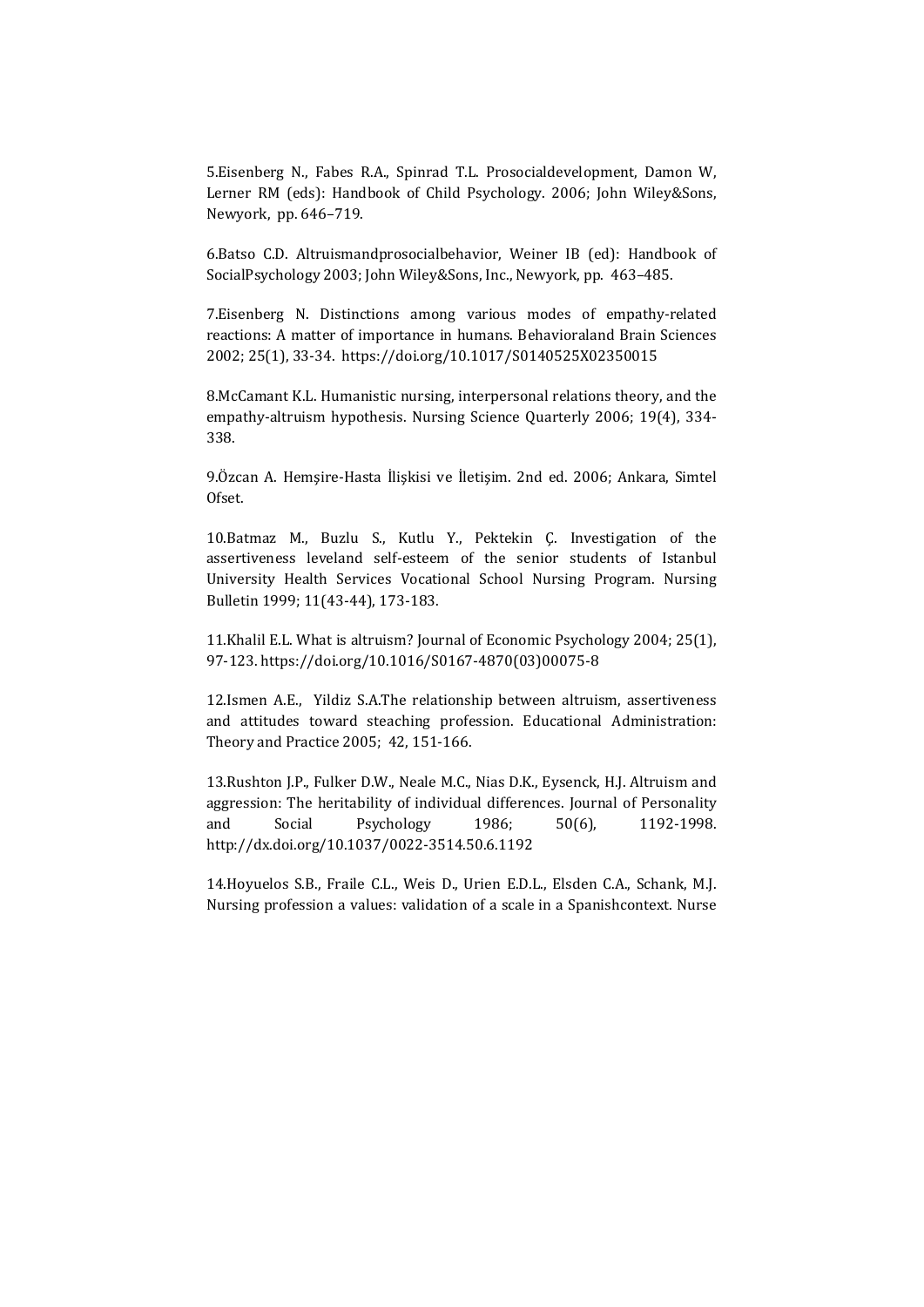5.Eisenberg N., Fabes R.A., Spinrad T.L. Prosocialdevelopment, Damon W, Lerner RM (eds): Handbook of Child Psychology. 2006; John Wiley&Sons, Newyork, pp. 646–719.

6.Batso C.D. Altruismandprosocialbehavior, Weiner IB (ed): Handbook of SocialPsychology 2003; John Wiley&Sons, Inc., Newyork, pp. 463–485.

7.Eisenberg N. Distinctions among various modes of empathy-related reactions: A matter of importance in humans. Behavioraland Brain Sciences 2002; 25(1), 33-34. https://doi.org/10.1017/S0140525X02350015

8.McCamant K.L. Humanistic nursing, interpersonal relations theory, and the empathy-altruism hypothesis. Nursing Science Quarterly 2006; 19(4), 334-338.

9.Özcan A. Hemşire-Hasta İlişkisi ve İletişim. 2nd ed. 2006; Ankara, Simtel Ofset.

10.Batmaz M., Buzlu S., Kutlu Y., Pektekin Ç. Investigation of the assertiveness leveland self-esteem of the senior students of Istanbul University Health Services Vocational School Nursing Program. Nursing Bulletin 1999; 11(43-44), 173-183.

11.Khalil E.L. What is altruism? Journal of Economic Psychology 2004; 25(1), 97-123. https://doi.org/10.1016/S0167-4870(03)00075-8

12.Ismen A.E., Yildiz S.A.The relationship between altruism, assertiveness and attitudes toward steaching profession. Educational Administration: Theory and Practice 2005; 42, 151-166.

13.Rushton J.P., Fulker D.W., Neale M.C., Nias D.K., Eysenck, H.J. Altruism and aggression: The heritability of individual differences. Journal of Personality and Social Psychology 1986; 50(6), 1192-1998. http://dx.doi.org/10.1037/0022-3514.50.6.1192

14.Hoyuelos S.B., Fraile C.L., Weis D., Urien E.D.L., Elsden C.A., Schank, M.J. Nursing profession a values: validation of a scale in a Spanishcontext. Nurse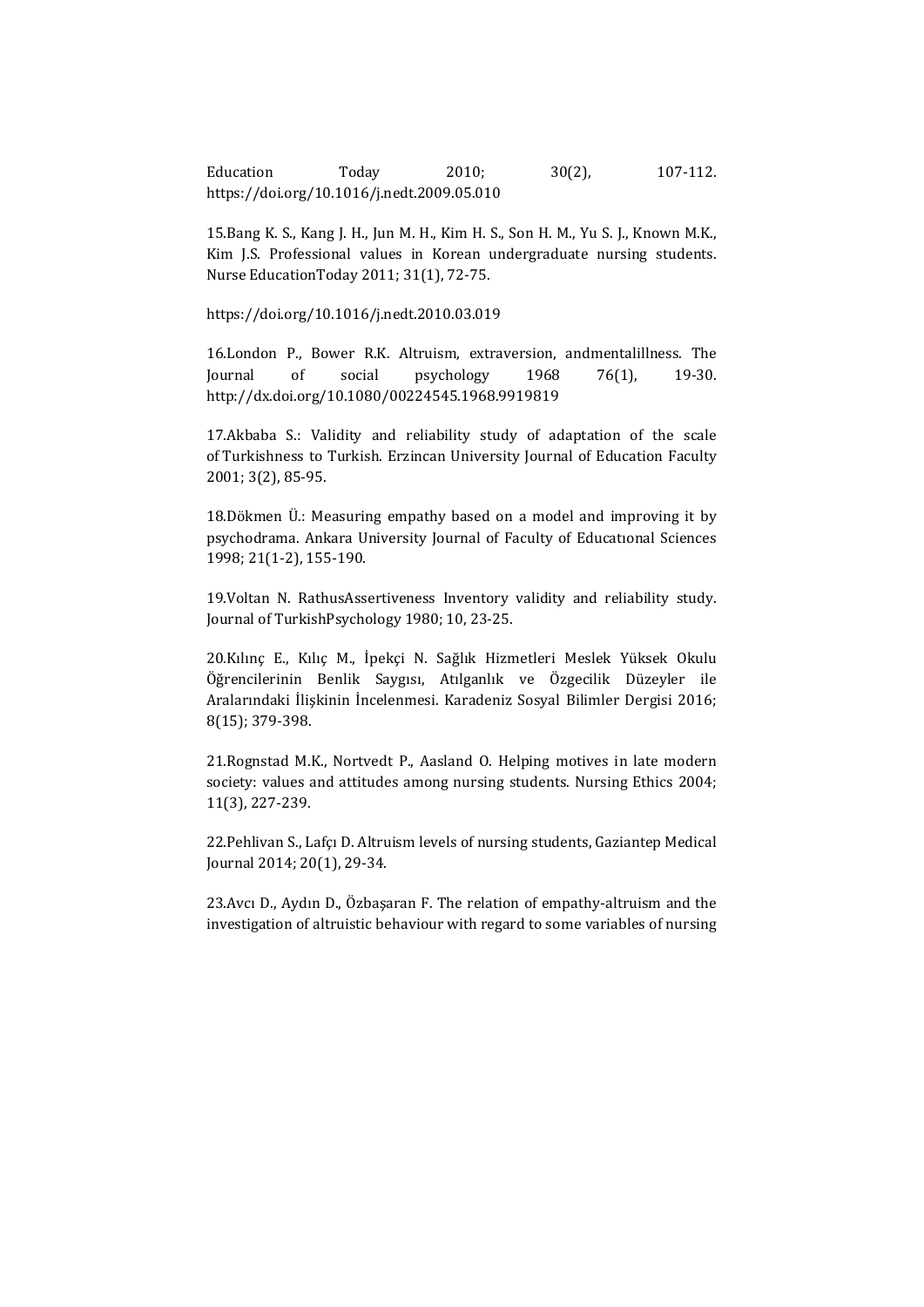Education Today 2010; 30(2), 107-112. https://doi.org/10.1016/j.nedt.2009.05.010

15.Bang K. S., Kang J. H., Jun M. H., Kim H. S., Son H. M., Yu S. J., Known M.K., Kim J.S. Professional values in Korean undergraduate nursing students. Nurse EducationToday 2011; 31(1), 72-75.

https://doi.org/10.1016/j.nedt.2010.03.019

16.London P., Bower R.K. Altruism, extraversion, andmentalillness. The Journal of social psychology 1968 76(1), 19-30. http://dx.doi.org/10.1080/00224545.1968.9919819

17.Akbaba S.: Validity and reliability study of adaptation of the scale of Turkishness to Turkish. Erzincan University Journal of Education Faculty 2001; 3(2), 85-95.

18.Dökmen Ü.: Measuring empathy based on a model and improving it by psychodrama. Ankara University Journal of Faculty of Educatıonal Sciences 1998; 21(1-2), 155-190.

19.Voltan N. RathusAssertiveness Inventory validity and reliability study. Journal of TurkishPsychology 1980; 10, 23-25.

20.Kılınç E., Kılıç M., İpekçi N. Sağlık Hizmetleri Meslek Yüksek Okulu Öğrencilerinin Benlik Saygısı, Atılganlık ve Özgecilik Düzeyler ile Aralarındaki İlişkinin İncelenmesi. Karadeniz Sosyal Bilimler Dergisi 2016; 8(15); 379-398.

21.Rognstad M.K., Nortvedt P., Aasland O. Helping motives in late modern society: values and attitudes among nursing students. Nursing Ethics 2004; 11(3), 227-239.

22.Pehlivan S., Lafçı D. Altruism levels of nursing students, Gaziantep Medical Journal 2014; 20(1), 29-34.

23.Avcı D., Aydın D., Özbaşaran F. The relation of empathy-altruism and the investigation of altruistic behaviour with regard to some variables of nursing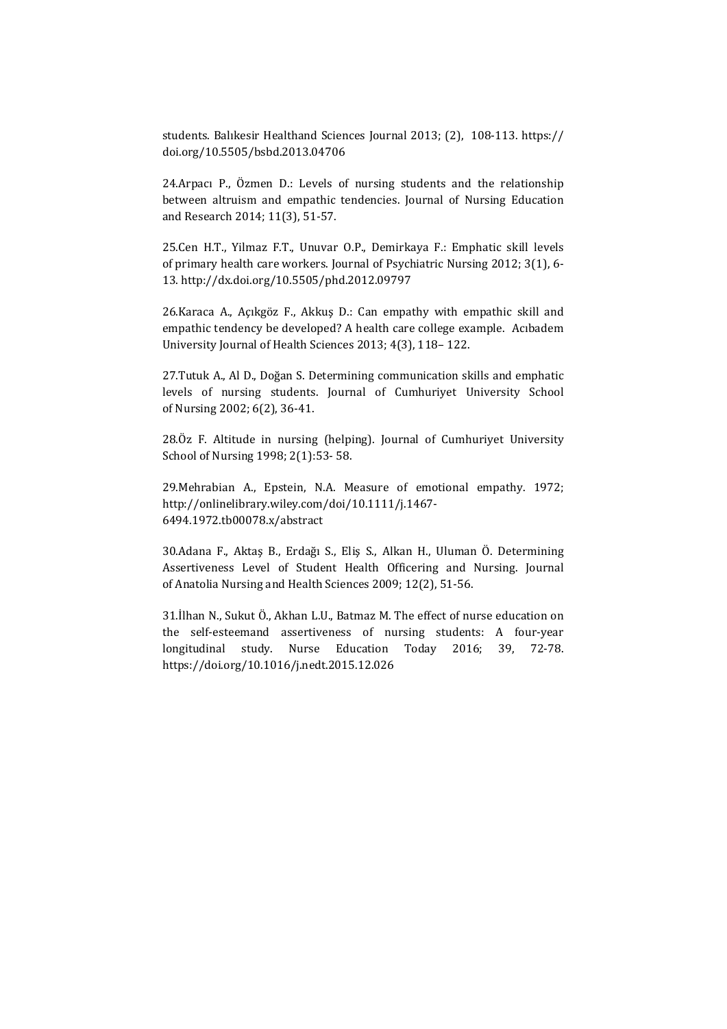students. Balıkesir Healthand Sciences Journal 2013; (2), 108-113. https://doi.org/10.5505/bsbd.2013.04706

24.Arpacı P., Özmen D.: Levels of nursing students and the relationship between altruism and empathic tendencies. Journal of Nursing Education and Research 2014; 11(3), 51-57.

25.Cen H.T., Yilmaz F.T., Unuvar O.P., Demirkaya F.: Emphatic skill levels of primary health care workers. Journal of Psychiatric Nursing 2012; 3(1), 6-13. http://dx.doi.org/10.5505/phd.2012.09797

26.Karaca A., Açıkgöz F., Akkuş D.: Can empathy with empathic skill and empathic tendency be developed? A health care college example. Acıbadem University Journal of Health Sciences 2013; 4(3), 118– 122.

27.Tutuk A., Al D., Doğan S. Determining communication skills and emphatic levels of nursing students. Journal of Cumhuriyet University School of Nursing 2002; 6(2), 36-41.

28.Öz F. Altitude in nursing (helping). Journal of Cumhuriyet University School of Nursing 1998; 2(1):53- 58.

29.Mehrabian A., Epstein, N.A. Measure of emotional empathy. 1972; http://onlinelibrary.wiley.com/doi/10.1111/j.1467-6494.1972.tb00078.x/abstract

30.Adana F., Aktaş B., Erdağı S., Eliş S., Alkan H., Uluman Ö. Determining Assertiveness Level of Student Health Officering and Nursing. Journal of Anatolia Nursing and Health Sciences 2009; 12(2), 51-56.

31.İlhan N., Sukut Ö., Akhan L.U., Batmaz M. The effect of nurse education on the self-esteemand assertiveness of nursing students: A four-year longitudinal study. Nurse Education Today 2016; 39, 72-78. https://doi.org/10.1016/j.nedt.2015.12.026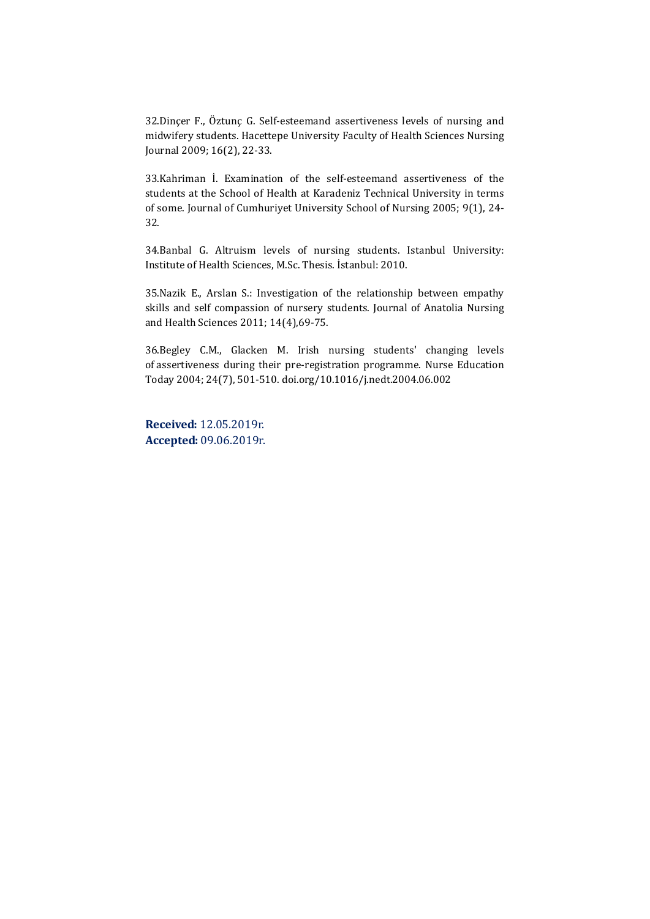32.Dinçer F., Öztunç G. Self-esteemand assertiveness levels of nursing and midwifery students. Hacettepe University Faculty of Health Sciences Nursing Journal 2009; 16(2), 22-33.

33.Kahriman İ. Examination of the self-esteemand assertiveness of the students at the School of Health at Karadeniz Technical University in terms of some. Journal of Cumhuriyet University School of Nursing 2005; 9(1), 24-32.

34.Banbal G. Altruism levels of nursing students. Istanbul University: Institute of Health Sciences, M.Sc. Thesis. İstanbul: 2010.

35.Nazik E., Arslan S.: Investigation of the relationship between empathy skills and self compassion of nursery students. Journal of Anatolia Nursing and Health Sciences 2011; 14(4),69-75.

36.Begley C.M., Glacken M. Irish nursing students' changing levels of assertiveness during their pre-registration programme. Nurse Education Today 2004; 24(7), 501-510. doi.org/10.1016/j.nedt.2004.06.002

**Received:** 12.05.2019г.
**Accepted:** 09.06.2019г.